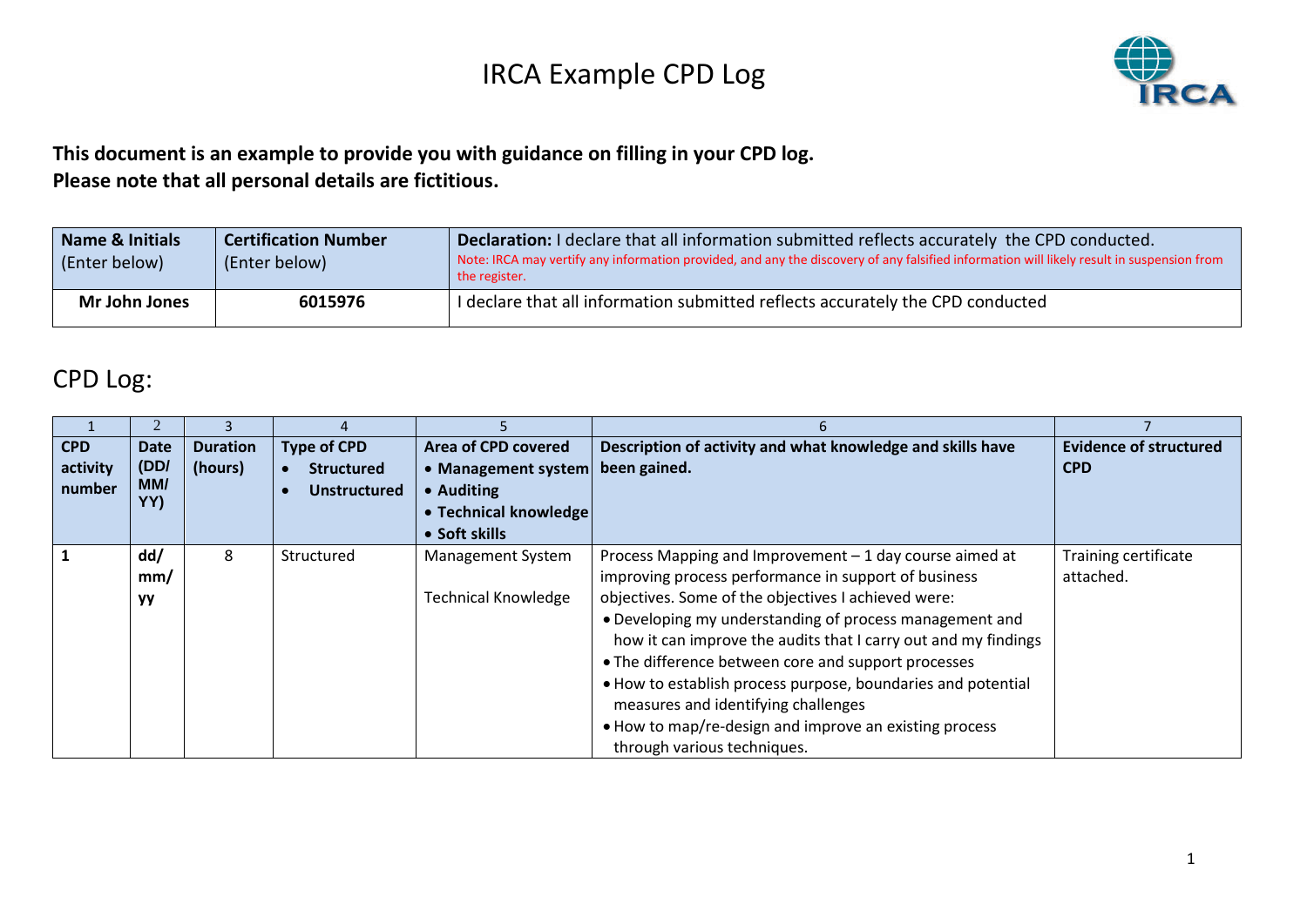# IRCA Example CPD Log

**This document is an example to provide you with guidance on filling in your CPD log.**
**Please note that all personal details are fictitious.**

| **Name & Initials** (Enter below) | **Certification Number** (Enter below) | **Declaration:** I declare that all information submitted reflects accurately the CPD conducted. Note: IRCA may verify any information provided, and any the discovery of any falsified information will likely result in suspension from the register. |
|---|---|---|
| **Mr John Jones** | **6015976** | I declare that all information submitted reflects accurately the CPD conducted |

## CPD Log:

| 1 | 2 | 3 | 4 | 5 | 6 | 7 |
|---|---|---|---|---|---|---|
| **CPD activity number** | **Date (DD/MM/YY)** | **Duration (hours)** | **Type of CPD** • **Structured** • **Unstructured** | **Area of CPD covered** • **Management system** • **Auditing** • **Technical knowledge** • **Soft skills** | **Description of activity and what knowledge and skills have been gained.** | **Evidence of structured CPD** |
| **1** | **dd/mm/yy** | 8 | Structured | Management System<br><br>Technical Knowledge | Process Mapping and Improvement – 1 day course aimed at improving process performance in support of business objectives. Some of the objectives I achieved were:<br>• Developing my understanding of process management and how it can improve the audits that I carry out and my findings<br>• The difference between core and support processes<br>• How to establish process purpose, boundaries and potential measures and identifying challenges<br>• How to map/re-design and improve an existing process through various techniques. | Training certificate attached. |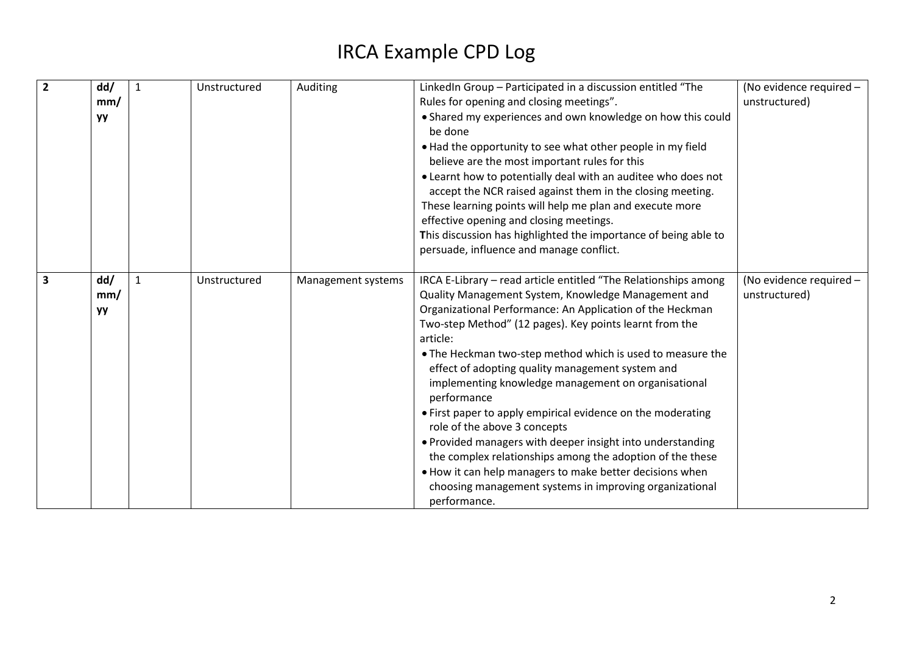# IRCA Example CPD Log

| | | | | | | |
|---|---|---|---|---|---|---|
| **2** | **dd/ mm/ yy** | 1 | Unstructured | Auditing | LinkedIn Group – Participated in a discussion entitled "The Rules for opening and closing meetings". <br>• Shared my experiences and own knowledge on how this could be done <br>• Had the opportunity to see what other people in my field believe are the most important rules for this <br>• Learnt how to potentially deal with an auditee who does not accept the NCR raised against them in the closing meeting. <br>These learning points will help me plan and execute more effective opening and closing meetings. <br>**T**his discussion has highlighted the importance of being able to persuade, influence and manage conflict. | (No evidence required – unstructured) |
| **3** | **dd/ mm/ yy** | 1 | Unstructured | Management systems | IRCA E-Library – read article entitled "The Relationships among Quality Management System, Knowledge Management and Organizational Performance: An Application of the Heckman Two-step Method" (12 pages). Key points learnt from the article: <br>• The Heckman two-step method which is used to measure the effect of adopting quality management system and implementing knowledge management on organisational performance <br>• First paper to apply empirical evidence on the moderating role of the above 3 concepts <br>• Provided managers with deeper insight into understanding the complex relationships among the adoption of the these <br>• How it can help managers to make better decisions when choosing management systems in improving organizational performance. | (No evidence required – unstructured) |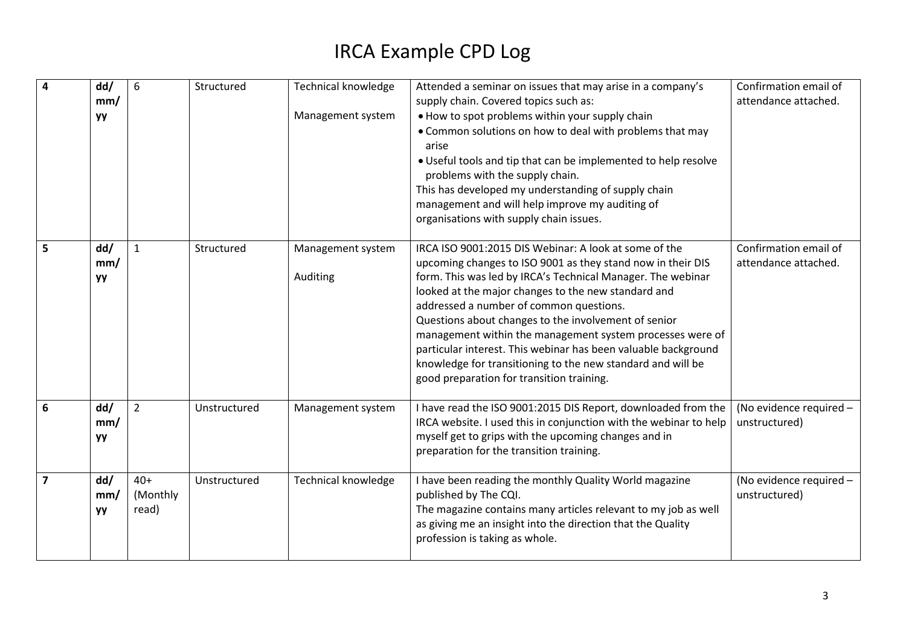# IRCA Example CPD Log

| | | | | | | |
|---|---|---|---|---|---|---|
| **4** | **dd/ mm/ yy** | 6 | Structured | Technical knowledge<br><br>Management system | Attended a seminar on issues that may arise in a company's supply chain. Covered topics such as:<br>• How to spot problems within your supply chain<br>• Common solutions on how to deal with problems that may arise<br>• Useful tools and tip that can be implemented to help resolve problems with the supply chain.<br>This has developed my understanding of supply chain management and will help improve my auditing of organisations with supply chain issues. | Confirmation email of attendance attached. |
| **5** | **dd/ mm/ yy** | 1 | Structured | Management system<br><br>Auditing | IRCA ISO 9001:2015 DIS Webinar: A look at some of the upcoming changes to ISO 9001 as they stand now in their DIS form. This was led by IRCA's Technical Manager. The webinar looked at the major changes to the new standard and addressed a number of common questions.<br>Questions about changes to the involvement of senior management within the management system processes were of particular interest. This webinar has been valuable background knowledge for transitioning to the new standard and will be good preparation for transition training. | Confirmation email of attendance attached. |
| **6** | **dd/ mm/ yy** | 2 | Unstructured | Management system | I have read the ISO 9001:2015 DIS Report, downloaded from the IRCA website. I used this in conjunction with the webinar to help myself get to grips with the upcoming changes and in preparation for the transition training. | (No evidence required – unstructured) |
| **7** | **dd/ mm/ yy** | 40+ (Monthly read) | Unstructured | Technical knowledge | I have been reading the monthly Quality World magazine published by The CQI.<br>The magazine contains many articles relevant to my job as well as giving me an insight into the direction that the Quality profession is taking as whole. | (No evidence required – unstructured) |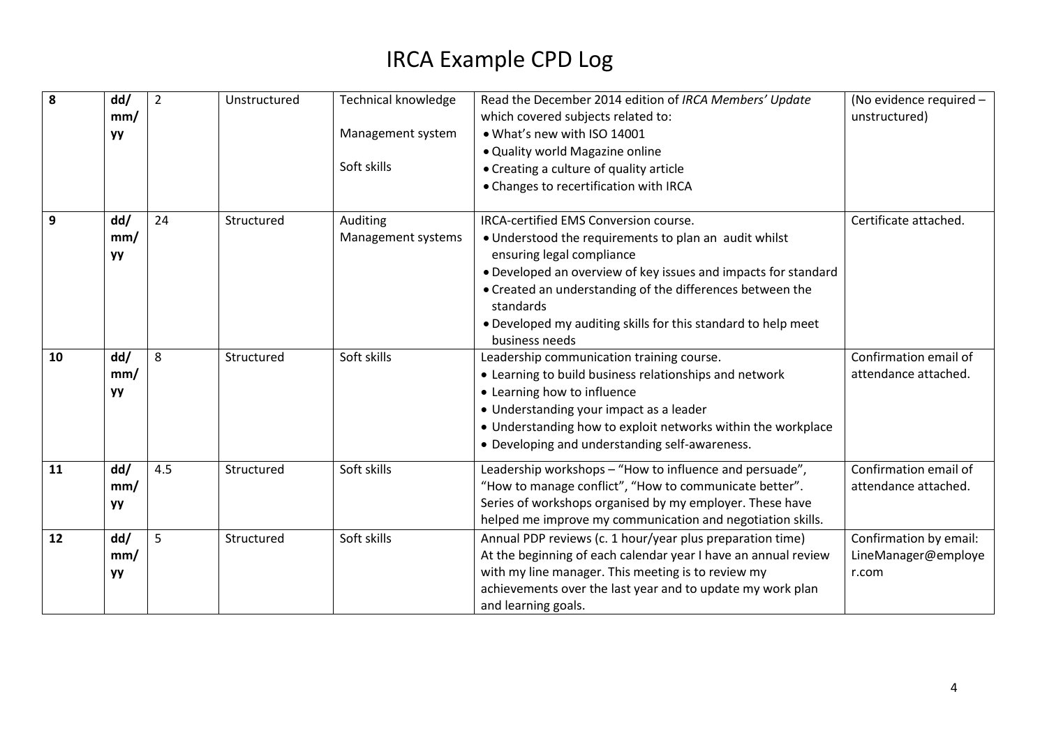# IRCA Example CPD Log

| | | | | | | |
|---|---|---|---|---|---|---|
| **8** | **dd/ mm/ yy** | 2 | Unstructured | Technical knowledge<br><br>Management system<br><br>Soft skills | Read the December 2014 edition of *IRCA Members' Update* which covered subjects related to:<br>• What's new with ISO 14001<br>• Quality world Magazine online<br>• Creating a culture of quality article<br>• Changes to recertification with IRCA | (No evidence required – unstructured) |
| **9** | **dd/ mm/ yy** | 24 | Structured | Auditing<br>Management systems | IRCA-certified EMS Conversion course.<br>• Understood the requirements to plan an audit whilst ensuring legal compliance<br>• Developed an overview of key issues and impacts for standard<br>• Created an understanding of the differences between the standards<br>• Developed my auditing skills for this standard to help meet business needs | Certificate attached. |
| **10** | **dd/ mm/ yy** | 8 | Structured | Soft skills | Leadership communication training course.<br>• Learning to build business relationships and network<br>• Learning how to influence<br>• Understanding your impact as a leader<br>• Understanding how to exploit networks within the workplace<br>• Developing and understanding self-awareness. | Confirmation email of attendance attached. |
| **11** | **dd/ mm/ yy** | 4.5 | Structured | Soft skills | Leadership workshops – "How to influence and persuade", "How to manage conflict", "How to communicate better". Series of workshops organised by my employer. These have helped me improve my communication and negotiation skills. | Confirmation email of attendance attached. |
| **12** | **dd/ mm/ yy** | 5 | Structured | Soft skills | Annual PDP reviews (c. 1 hour/year plus preparation time) At the beginning of each calendar year I have an annual review with my line manager. This meeting is to review my achievements over the last year and to update my work plan and learning goals. | Confirmation by email: LineManager@employer.com |